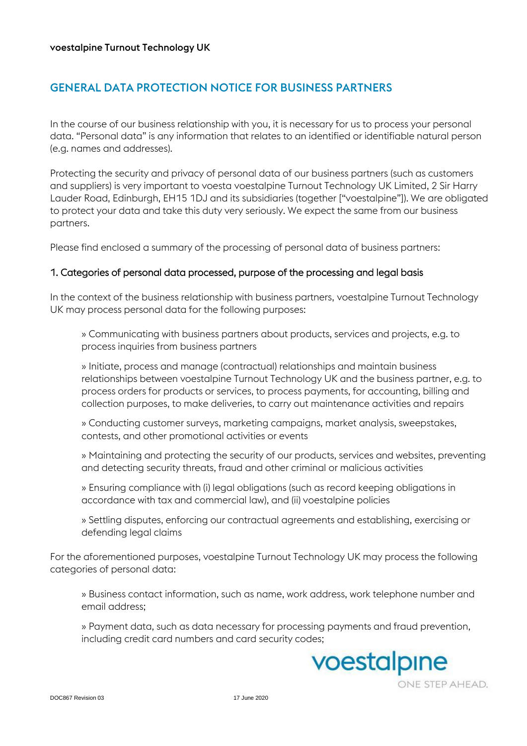**voestalpine Turnout Technology UK**

## GENERAL DATA PROTECTION NOTICE FOR BUSINESS PARTNERS

In the course of our business relationship with you, it is necessary for us to process your personal data. "Personal data" is any information that relates to an identified or identifiable natural person (e.g. names and addresses).

Protecting the security and privacy of personal data of our business partners (such as customers and suppliers) is very important to voesta voestalpine Turnout Technology UK Limited, 2 Sir Harry Lauder Road, Edinburgh, EH15 1DJ and its subsidiaries (together ["voestalpine"]). We are obligated to protect your data and take this duty very seriously. We expect the same from our business partners.

Please find enclosed a summary of the processing of personal data of business partners:

### 1. Categories of personal data processed, purpose of the processing and legal basis

In the context of the business relationship with business partners, voestalpine Turnout Technology UK may process personal data for the following purposes:

» Communicating with business partners about products, services and projects, e.g. to process inquiries from business partners

» Initiate, process and manage (contractual) relationships and maintain business relationships between voestalpine Turnout Technology UK and the business partner, e.g. to process orders for products or services, to process payments, for accounting, billing and collection purposes, to make deliveries, to carry out maintenance activities and repairs

» Conducting customer surveys, marketing campaigns, market analysis, sweepstakes, contests, and other promotional activities or events

» Maintaining and protecting the security of our products, services and websites, preventing and detecting security threats, fraud and other criminal or malicious activities

» Ensuring compliance with (i) legal obligations (such as record keeping obligations in accordance with tax and commercial law), and (ii) voestalpine policies

» Settling disputes, enforcing our contractual agreements and establishing, exercising or defending legal claims

For the aforementioned purposes, voestalpine Turnout Technology UK may process the following categories of personal data:

» Business contact information, such as name, work address, work telephone number and email address;

» Payment data, such as data necessary for processing payments and fraud prevention, including credit card numbers and card security codes;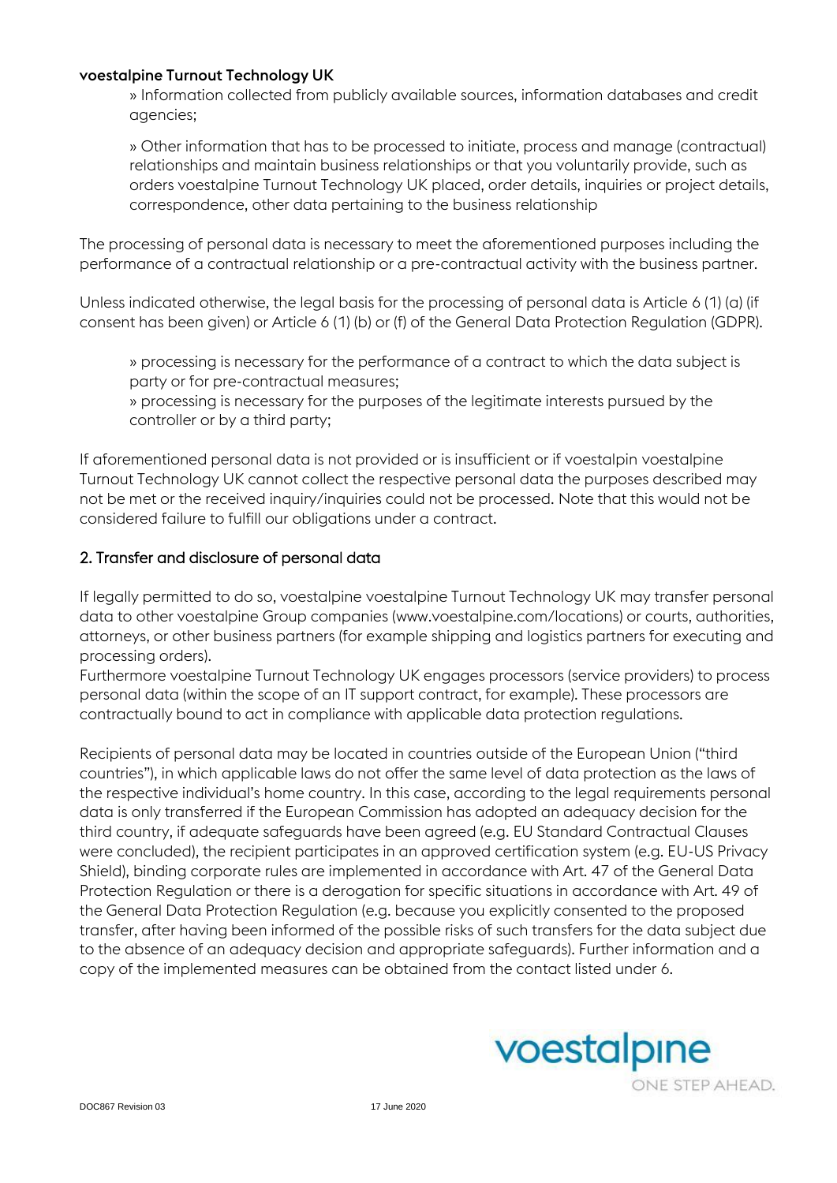**voestalpine Turnout Technology UK**

» Information collected from publicly available sources, information databases and credit agencies;

» Other information that has to be processed to initiate, process and manage (contractual) relationships and maintain business relationships or that you voluntarily provide, such as orders voestalpine Turnout Technology UK placed, order details, inquiries or project details, correspondence, other data pertaining to the business relationship

The processing of personal data is necessary to meet the aforementioned purposes including the performance of a contractual relationship or a pre-contractual activity with the business partner.

Unless indicated otherwise, the legal basis for the processing of personal data is Article 6 (1) (a) (if consent has been given) or Article 6 (1) (b) or (f) of the General Data Protection Regulation (GDPR).

» processing is necessary for the performance of a contract to which the data subject is party or for pre-contractual measures;
» processing is necessary for the purposes of the legitimate interests pursued by the controller or by a third party;

If aforementioned personal data is not provided or is insufficient or if voestalpin voestalpine Turnout Technology UK cannot collect the respective personal data the purposes described may not be met or the received inquiry/inquiries could not be processed. Note that this would not be considered failure to fulfill our obligations under a contract.

## 2. Transfer and disclosure of personal data

If legally permitted to do so, voestalpine voestalpine Turnout Technology UK may transfer personal data to other voestalpine Group companies (www.voestalpine.com/locations) or courts, authorities, attorneys, or other business partners (for example shipping and logistics partners for executing and processing orders).
Furthermore voestalpine Turnout Technology UK engages processors (service providers) to process personal data (within the scope of an IT support contract, for example). These processors are contractually bound to act in compliance with applicable data protection regulations.

Recipients of personal data may be located in countries outside of the European Union ("third countries"), in which applicable laws do not offer the same level of data protection as the laws of the respective individual's home country. In this case, according to the legal requirements personal data is only transferred if the European Commission has adopted an adequacy decision for the third country, if adequate safeguards have been agreed (e.g. EU Standard Contractual Clauses were concluded), the recipient participates in an approved certification system (e.g. EU-US Privacy Shield), binding corporate rules are implemented in accordance with Art. 47 of the General Data Protection Regulation or there is a derogation for specific situations in accordance with Art. 49 of the General Data Protection Regulation (e.g. because you explicitly consented to the proposed transfer, after having been informed of the possible risks of such transfers for the data subject due to the absence of an adequacy decision and appropriate safeguards). Further information and a copy of the implemented measures can be obtained from the contact listed under 6.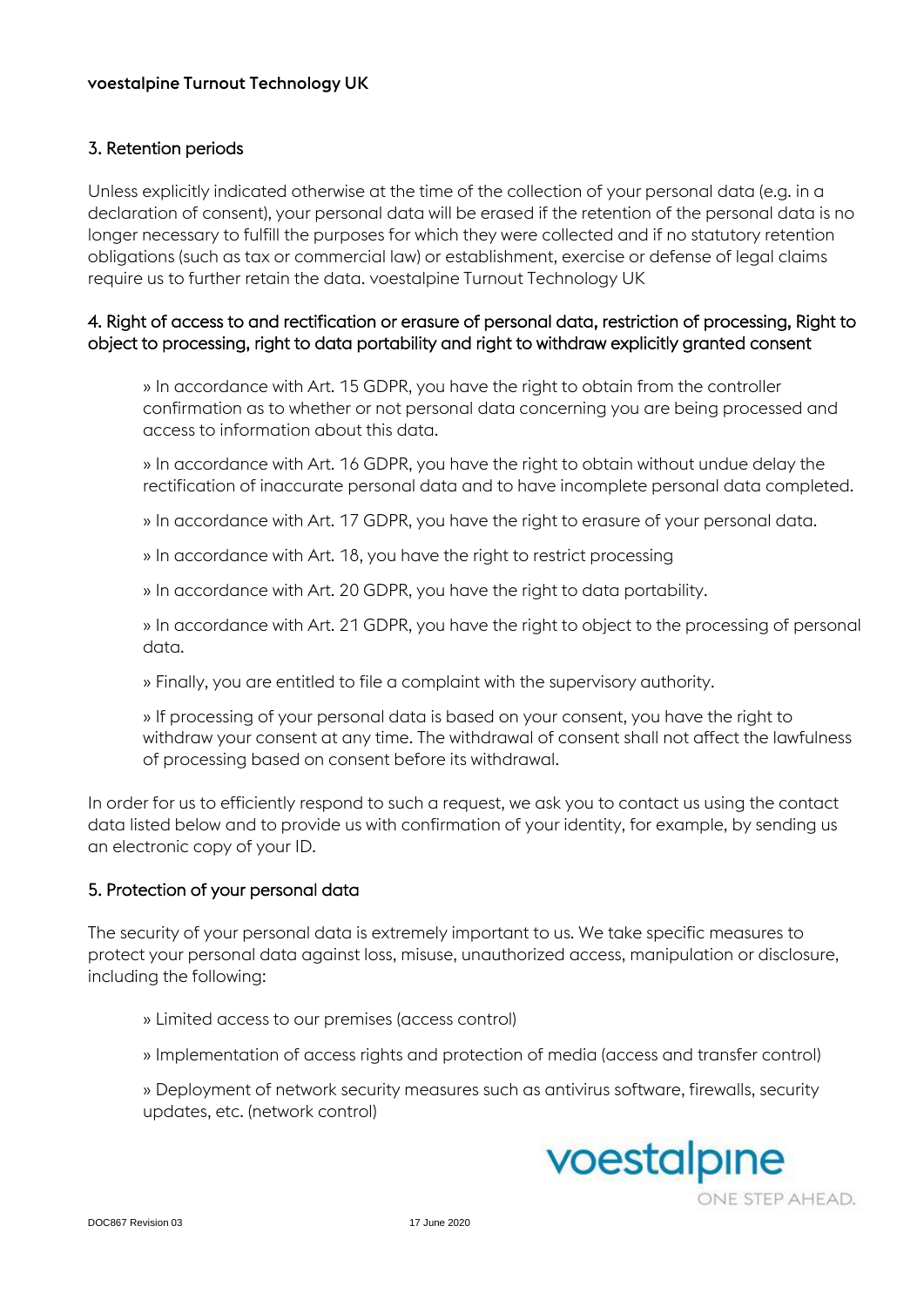## 3. Retention periods

Unless explicitly indicated otherwise at the time of the collection of your personal data (e.g. in a declaration of consent), your personal data will be erased if the retention of the personal data is no longer necessary to fulfill the purposes for which they were collected and if no statutory retention obligations (such as tax or commercial law) or establishment, exercise or defense of legal claims require us to further retain the data. voestalpine Turnout Technology UK

## 4. Right of access to and rectification or erasure of personal data, restriction of processing, Right to object to processing, right to data portability and right to withdraw explicitly granted consent

» In accordance with Art. 15 GDPR, you have the right to obtain from the controller confirmation as to whether or not personal data concerning you are being processed and access to information about this data.

» In accordance with Art. 16 GDPR, you have the right to obtain without undue delay the rectification of inaccurate personal data and to have incomplete personal data completed.

» In accordance with Art. 17 GDPR, you have the right to erasure of your personal data.

» In accordance with Art. 18, you have the right to restrict processing

» In accordance with Art. 20 GDPR, you have the right to data portability.

» In accordance with Art. 21 GDPR, you have the right to object to the processing of personal data.

» Finally, you are entitled to file a complaint with the supervisory authority.

» If processing of your personal data is based on your consent, you have the right to withdraw your consent at any time. The withdrawal of consent shall not affect the lawfulness of processing based on consent before its withdrawal.

In order for us to efficiently respond to such a request, we ask you to contact us using the contact data listed below and to provide us with confirmation of your identity, for example, by sending us an electronic copy of your ID.

## 5. Protection of your personal data

The security of your personal data is extremely important to us. We take specific measures to protect your personal data against loss, misuse, unauthorized access, manipulation or disclosure, including the following:

» Limited access to our premises (access control)

» Implementation of access rights and protection of media (access and transfer control)

» Deployment of network security measures such as antivirus software, firewalls, security updates, etc. (network control)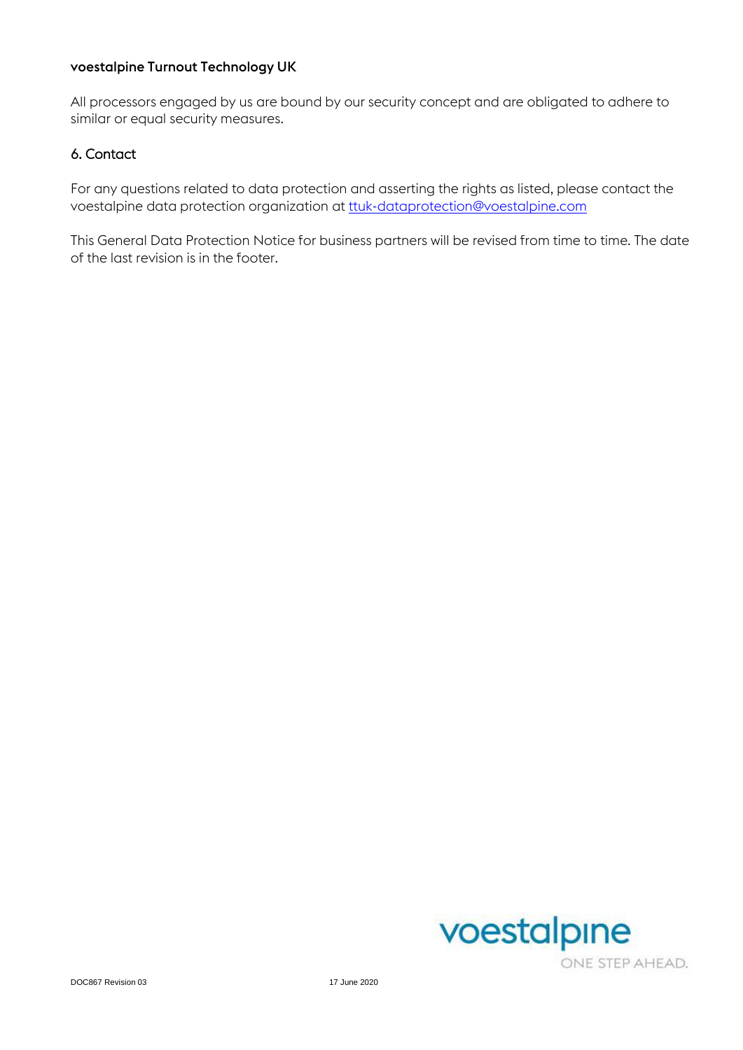**voestalpine Turnout Technology UK**

All processors engaged by us are bound by our security concept and are obligated to adhere to similar or equal security measures.

## 6. Contact

For any questions related to data protection and asserting the rights as listed, please contact the voestalpine data protection organization at ttuk-dataprotection@voestalpine.com

This General Data Protection Notice for business partners will be revised from time to time. The date of the last revision is in the footer.

DOC867 Revision 03 17 June 2020